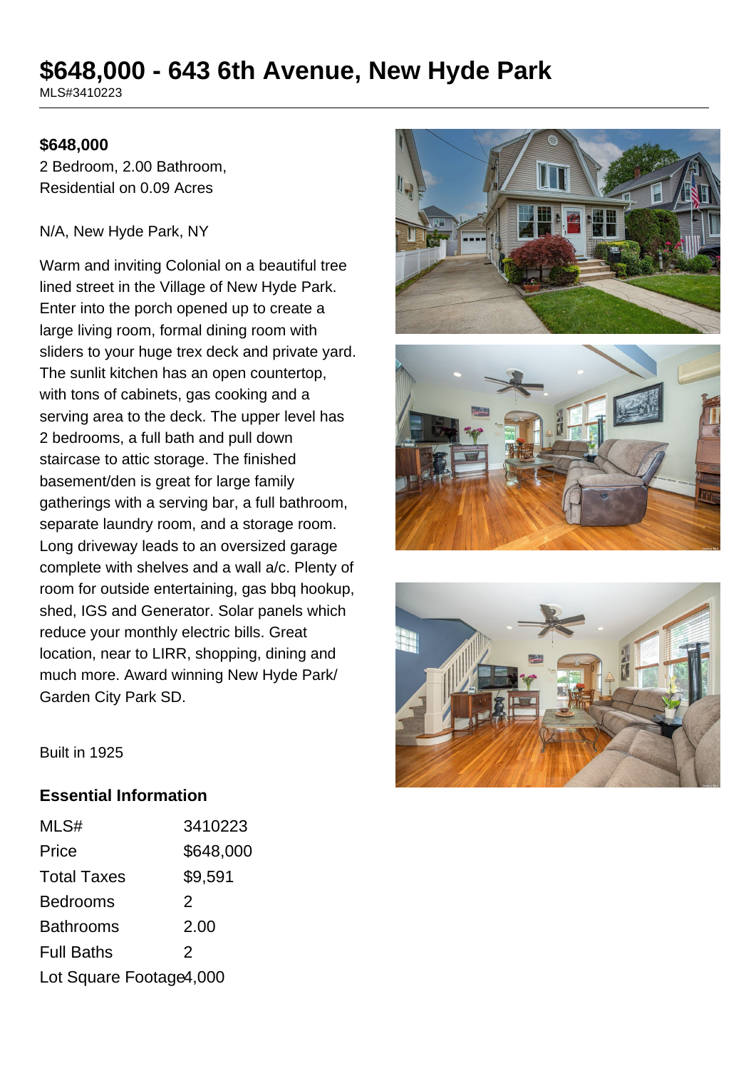# $648,000 - 643 6th Avenue, New Hyde Park

MLS#3410223

**$648,000**

2 Bedroom, 2.00 Bathroom,
Residential on 0.09 Acres

N/A, New Hyde Park, NY

Warm and inviting Colonial on a beautiful tree lined street in the Village of New Hyde Park. Enter into the porch opened up to create a large living room, formal dining room with sliders to your huge trex deck and private yard. The sunlit kitchen has an open countertop, with tons of cabinets, gas cooking and a serving area to the deck. The upper level has 2 bedrooms, a full bath and pull down staircase to attic storage. The finished basement/den is great for large family gatherings with a serving bar, a full bathroom, separate laundry room, and a storage room. Long driveway leads to an oversized garage complete with shelves and a wall a/c. Plenty of room for outside entertaining, gas bbq hookup, shed, IGS and Generator. Solar panels which reduce your monthly electric bills. Great location, near to LIRR, shopping, dining and much more. Award winning New Hyde Park/ Garden City Park SD.

Built in 1925

## Essential Information

| | |
|---|---|
| MLS# | 3410223 |
| Price | $648,000 |
| Total Taxes | $9,591 |
| Bedrooms | 2 |
| Bathrooms | 2.00 |
| Full Baths | 2 |
| Lot Square Footage | 4,000 |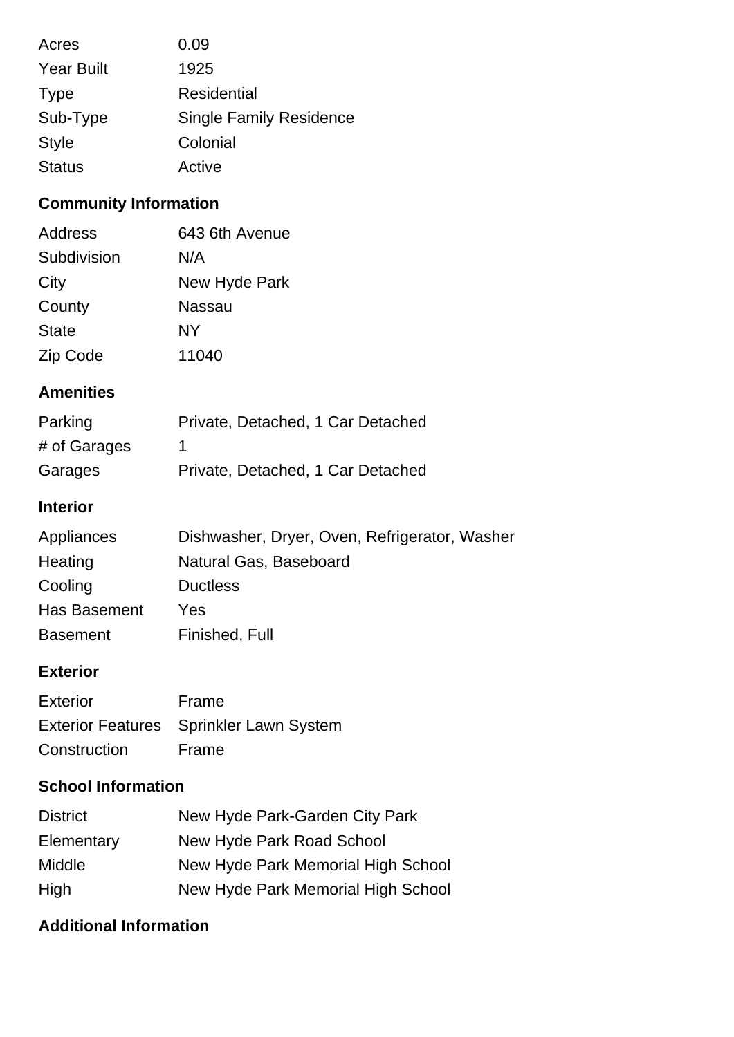| | |
|---|---|
| Acres | 0.09 |
| Year Built | 1925 |
| Type | Residential |
| Sub-Type | Single Family Residence |
| Style | Colonial |
| Status | Active |

## Community Information

| | |
|---|---|
| Address | 643 6th Avenue |
| Subdivision | N/A |
| City | New Hyde Park |
| County | Nassau |
| State | NY |
| Zip Code | 11040 |

## Amenities

| | |
|---|---|
| Parking | Private, Detached, 1 Car Detached |
| # of Garages | 1 |
| Garages | Private, Detached, 1 Car Detached |

## Interior

| | |
|---|---|
| Appliances | Dishwasher, Dryer, Oven, Refrigerator, Washer |
| Heating | Natural Gas, Baseboard |
| Cooling | Ductless |
| Has Basement | Yes |
| Basement | Finished, Full |

## Exterior

| | |
|---|---|
| Exterior | Frame |
| Exterior Features | Sprinkler Lawn System |
| Construction | Frame |

## School Information

| | |
|---|---|
| District | New Hyde Park-Garden City Park |
| Elementary | New Hyde Park Road School |
| Middle | New Hyde Park Memorial High School |
| High | New Hyde Park Memorial High School |

## Additional Information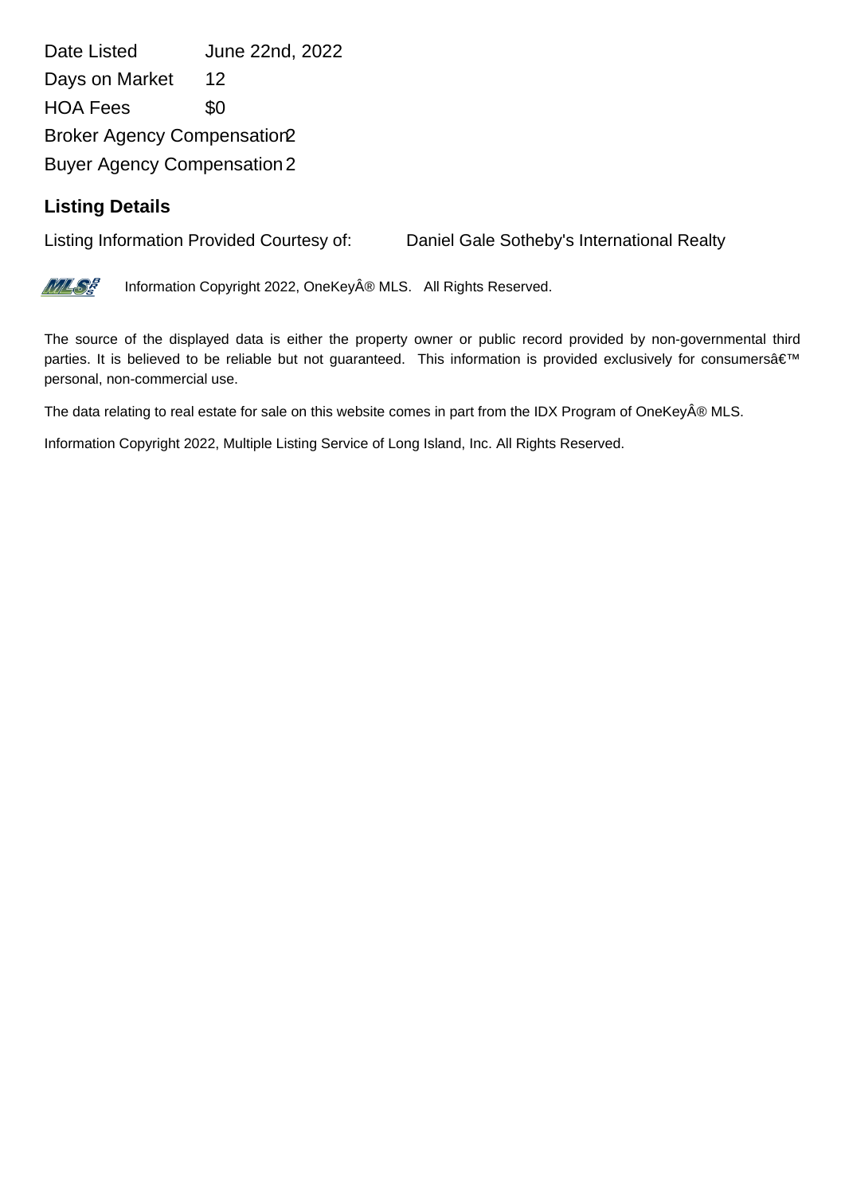| | |
|---|---|
| Date Listed | June 22nd, 2022 |
| Days on Market | 12 |
| HOA Fees | $0 |
| Broker Agency Compensation | 2 |
| Buyer Agency Compensation | 2 |

## Listing Details

Listing Information Provided Courtesy of: Daniel Gale Sotheby's International Realty

Information Copyright 2022, OneKeyÂ® MLS. All Rights Reserved.

The source of the displayed data is either the property owner or public record provided by non-governmental third parties. It is believed to be reliable but not guaranteed. This information is provided exclusively for consumersâ€™ personal, non-commercial use.

The data relating to real estate for sale on this website comes in part from the IDX Program of OneKeyÂ® MLS.

Information Copyright 2022, Multiple Listing Service of Long Island, Inc. All Rights Reserved.